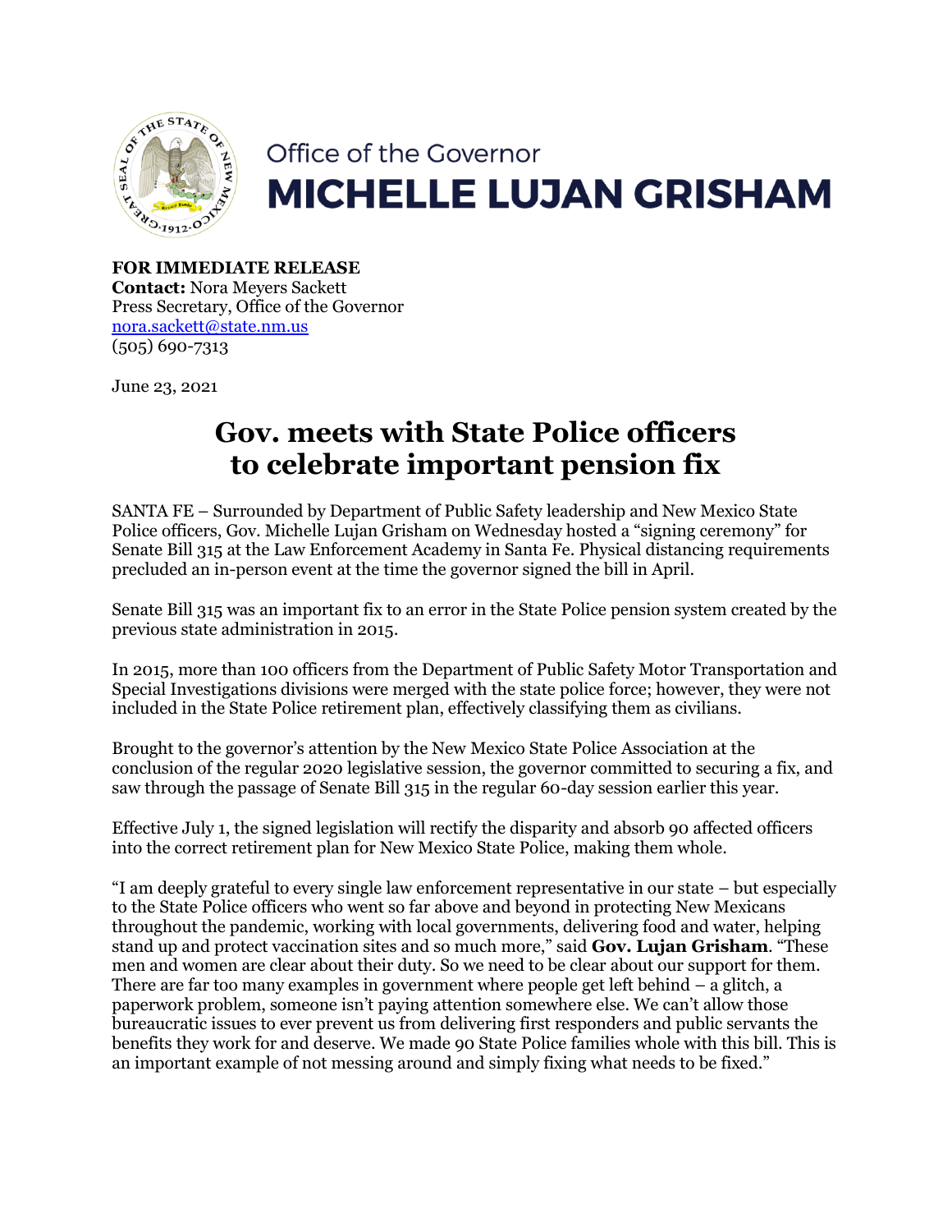Office of the Governor

**MICHELLE LUJAN GRISHAM**

**FOR IMMEDIATE RELEASE**
**Contact:** Nora Meyers Sackett
Press Secretary, Office of the Governor
nora.sackett@state.nm.us
(505) 690-7313

June 23, 2021

# Gov. meets with State Police officers to celebrate important pension fix

SANTA FE – Surrounded by Department of Public Safety leadership and New Mexico State Police officers, Gov. Michelle Lujan Grisham on Wednesday hosted a "signing ceremony" for Senate Bill 315 at the Law Enforcement Academy in Santa Fe. Physical distancing requirements precluded an in-person event at the time the governor signed the bill in April.

Senate Bill 315 was an important fix to an error in the State Police pension system created by the previous state administration in 2015.

In 2015, more than 100 officers from the Department of Public Safety Motor Transportation and Special Investigations divisions were merged with the state police force; however, they were not included in the State Police retirement plan, effectively classifying them as civilians.

Brought to the governor's attention by the New Mexico State Police Association at the conclusion of the regular 2020 legislative session, the governor committed to securing a fix, and saw through the passage of Senate Bill 315 in the regular 60-day session earlier this year.

Effective July 1, the signed legislation will rectify the disparity and absorb 90 affected officers into the correct retirement plan for New Mexico State Police, making them whole.

"I am deeply grateful to every single law enforcement representative in our state – but especially to the State Police officers who went so far above and beyond in protecting New Mexicans throughout the pandemic, working with local governments, delivering food and water, helping stand up and protect vaccination sites and so much more," said **Gov. Lujan Grisham**. "These men and women are clear about their duty. So we need to be clear about our support for them. There are far too many examples in government where people get left behind – a glitch, a paperwork problem, someone isn't paying attention somewhere else. We can't allow those bureaucratic issues to ever prevent us from delivering first responders and public servants the benefits they work for and deserve. We made 90 State Police families whole with this bill. This is an important example of not messing around and simply fixing what needs to be fixed."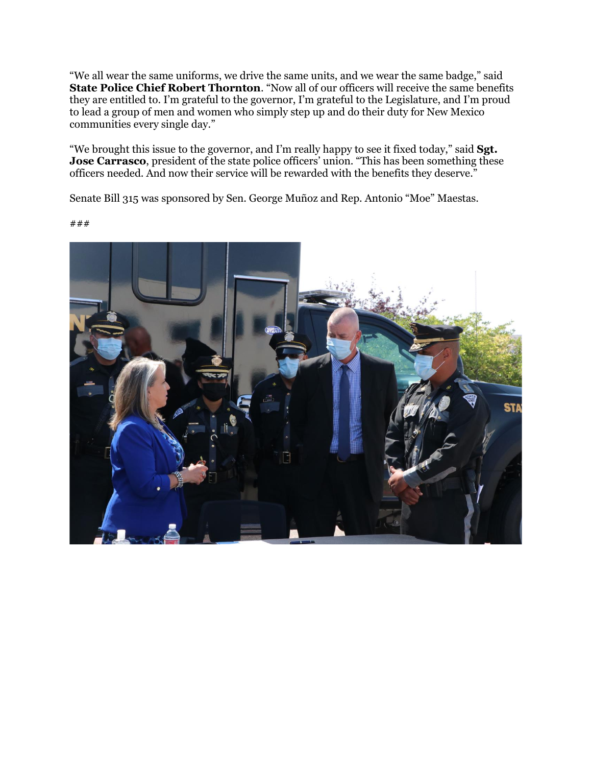"We all wear the same uniforms, we drive the same units, and we wear the same badge," said **State Police Chief Robert Thornton**. "Now all of our officers will receive the same benefits they are entitled to. I'm grateful to the governor, I'm grateful to the Legislature, and I'm proud to lead a group of men and women who simply step up and do their duty for New Mexico communities every single day."

"We brought this issue to the governor, and I'm really happy to see it fixed today," said **Sgt. Jose Carrasco**, president of the state police officers' union. "This has been something these officers needed. And now their service will be rewarded with the benefits they deserve."

Senate Bill 315 was sponsored by Sen. George Muñoz and Rep. Antonio "Moe" Maestas.

###